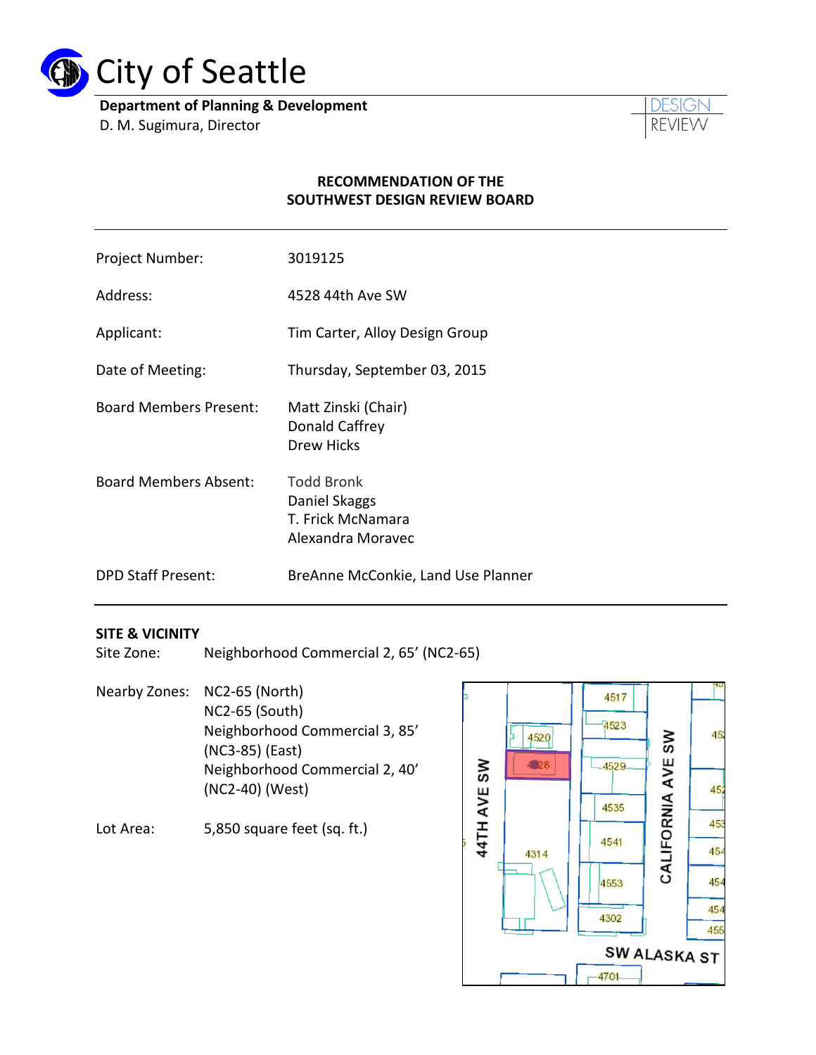# City of Seattle

**Department of Planning & Development**
D. M. Sugimura, Director

DESIGN REVIEW

## RECOMMENDATION OF THE SOUTHWEST DESIGN REVIEW BOARD

| | |
|---|---|
| Project Number: | 3019125 |
| Address: | 4528 44th Ave SW |
| Applicant: | Tim Carter, Alloy Design Group |
| Date of Meeting: | Thursday, September 03, 2015 |
| Board Members Present: | Matt Zinski (Chair)<br>Donald Caffrey<br>Drew Hicks |
| Board Members Absent: | Todd Bronk<br>Daniel Skaggs<br>T. Frick McNamara<br>Alexandra Moravec |
| DPD Staff Present: | BreAnne McConkie, Land Use Planner |

**SITE & VICINITY**

Site Zone: Neighborhood Commercial 2, 65' (NC2-65)

Nearby Zones: NC2-65 (North)
NC2-65 (South)
Neighborhood Commercial 3, 85' (NC3-85) (East)
Neighborhood Commercial 2, 40' (NC2-40) (West)

Lot Area: 5,850 square feet (sq. ft.)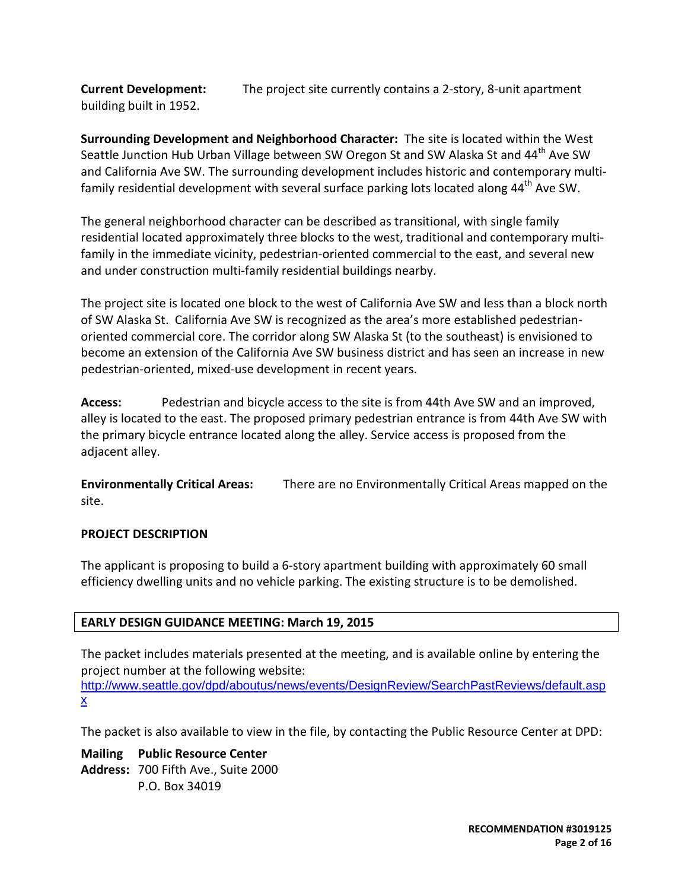**Current Development:** The project site currently contains a 2-story, 8-unit apartment building built in 1952.

**Surrounding Development and Neighborhood Character:** The site is located within the West Seattle Junction Hub Urban Village between SW Oregon St and SW Alaska St and 44th Ave SW and California Ave SW. The surrounding development includes historic and contemporary multi-family residential development with several surface parking lots located along 44th Ave SW.

The general neighborhood character can be described as transitional, with single family residential located approximately three blocks to the west, traditional and contemporary multi-family in the immediate vicinity, pedestrian-oriented commercial to the east, and several new and under construction multi-family residential buildings nearby.

The project site is located one block to the west of California Ave SW and less than a block north of SW Alaska St. California Ave SW is recognized as the area's more established pedestrian-oriented commercial core. The corridor along SW Alaska St (to the southeast) is envisioned to become an extension of the California Ave SW business district and has seen an increase in new pedestrian-oriented, mixed-use development in recent years.

**Access:** Pedestrian and bicycle access to the site is from 44th Ave SW and an improved, alley is located to the east. The proposed primary pedestrian entrance is from 44th Ave SW with the primary bicycle entrance located along the alley. Service access is proposed from the adjacent alley.

**Environmentally Critical Areas:** There are no Environmentally Critical Areas mapped on the site.

**PROJECT DESCRIPTION**

The applicant is proposing to build a 6-story apartment building with approximately 60 small efficiency dwelling units and no vehicle parking. The existing structure is to be demolished.

**EARLY DESIGN GUIDANCE MEETING: March 19, 2015**

The packet includes materials presented at the meeting, and is available online by entering the project number at the following website:
http://www.seattle.gov/dpd/aboutus/news/events/DesignReview/SearchPastReviews/default.aspx

The packet is also available to view in the file, by contacting the Public Resource Center at DPD:

**Mailing Address:** **Public Resource Center**
700 Fifth Ave., Suite 2000
P.O. Box 34019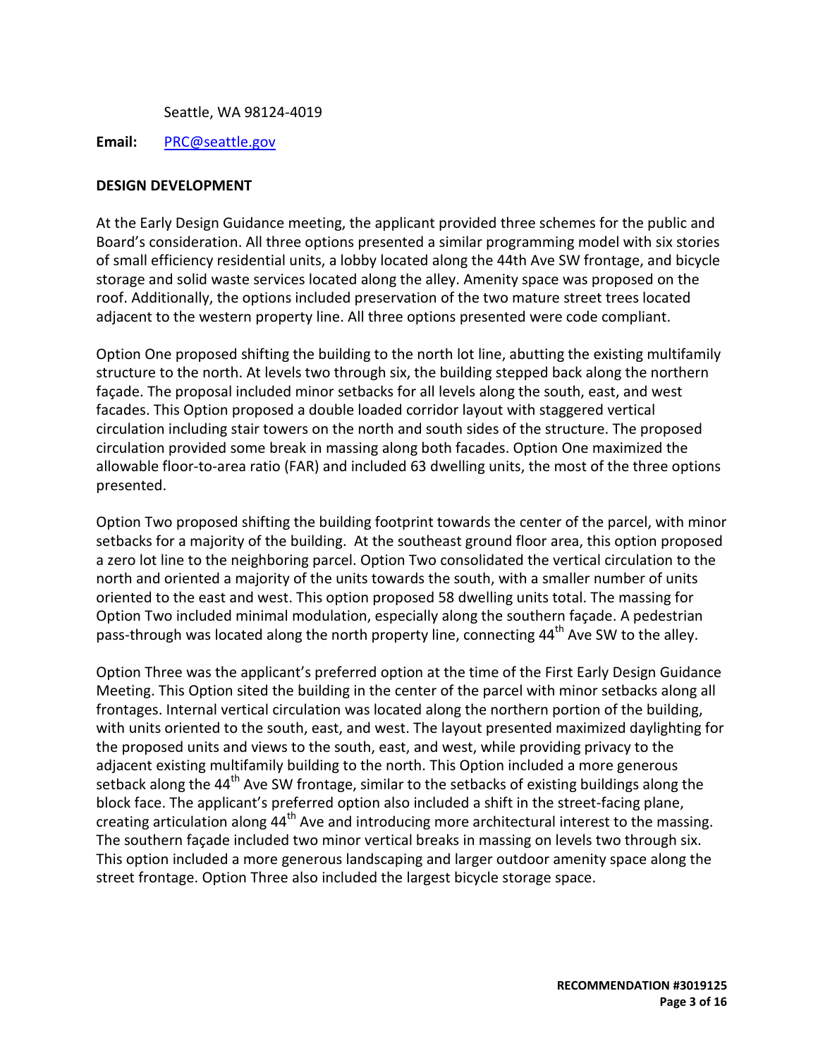Seattle, WA 98124-4019

**Email:** PRC@seattle.gov

**DESIGN DEVELOPMENT**

At the Early Design Guidance meeting, the applicant provided three schemes for the public and Board's consideration. All three options presented a similar programming model with six stories of small efficiency residential units, a lobby located along the 44th Ave SW frontage, and bicycle storage and solid waste services located along the alley. Amenity space was proposed on the roof. Additionally, the options included preservation of the two mature street trees located adjacent to the western property line. All three options presented were code compliant.

Option One proposed shifting the building to the north lot line, abutting the existing multifamily structure to the north. At levels two through six, the building stepped back along the northern façade. The proposal included minor setbacks for all levels along the south, east, and west facades. This Option proposed a double loaded corridor layout with staggered vertical circulation including stair towers on the north and south sides of the structure. The proposed circulation provided some break in massing along both facades. Option One maximized the allowable floor-to-area ratio (FAR) and included 63 dwelling units, the most of the three options presented.

Option Two proposed shifting the building footprint towards the center of the parcel, with minor setbacks for a majority of the building. At the southeast ground floor area, this option proposed a zero lot line to the neighboring parcel. Option Two consolidated the vertical circulation to the north and oriented a majority of the units towards the south, with a smaller number of units oriented to the east and west. This option proposed 58 dwelling units total. The massing for Option Two included minimal modulation, especially along the southern façade. A pedestrian pass-through was located along the north property line, connecting 44th Ave SW to the alley.

Option Three was the applicant's preferred option at the time of the First Early Design Guidance Meeting. This Option sited the building in the center of the parcel with minor setbacks along all frontages. Internal vertical circulation was located along the northern portion of the building, with units oriented to the south, east, and west. The layout presented maximized daylighting for the proposed units and views to the south, east, and west, while providing privacy to the adjacent existing multifamily building to the north. This Option included a more generous setback along the 44th Ave SW frontage, similar to the setbacks of existing buildings along the block face. The applicant's preferred option also included a shift in the street-facing plane, creating articulation along 44th Ave and introducing more architectural interest to the massing. The southern façade included two minor vertical breaks in massing on levels two through six. This option included a more generous landscaping and larger outdoor amenity space along the street frontage. Option Three also included the largest bicycle storage space.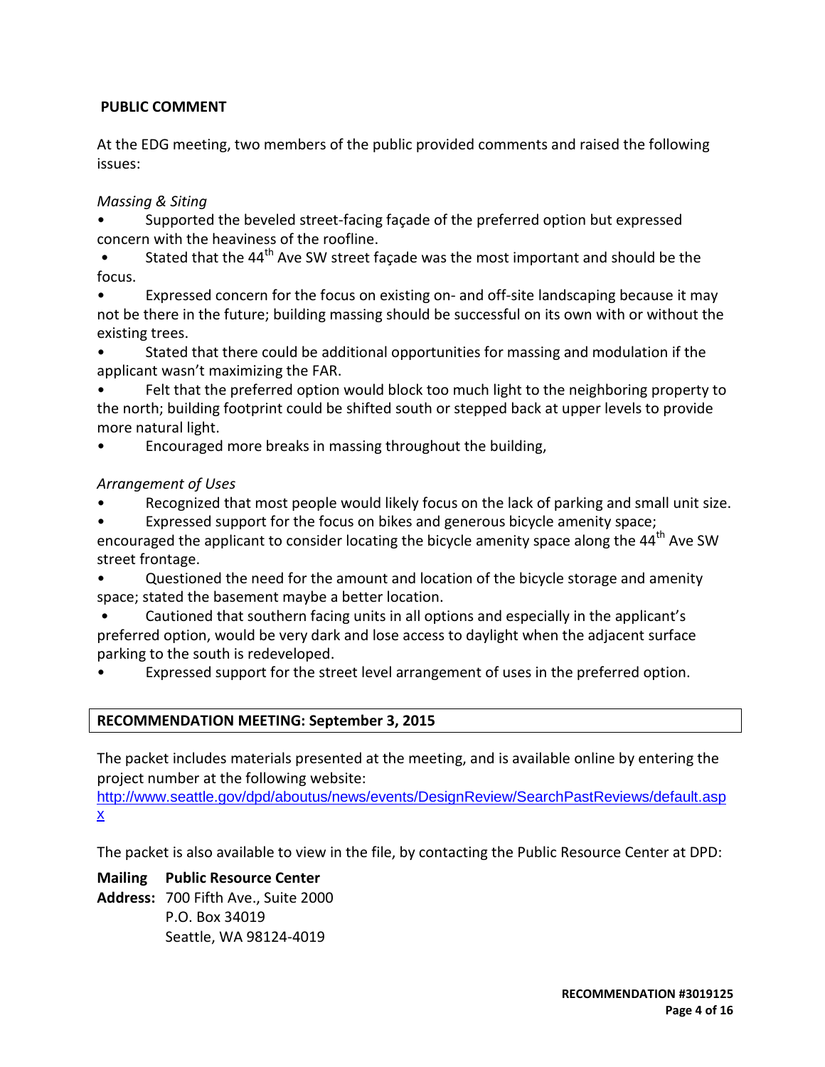## PUBLIC COMMENT

At the EDG meeting, two members of the public provided comments and raised the following issues:

*Massing & Siting*

- Supported the beveled street-facing façade of the preferred option but expressed concern with the heaviness of the roofline.
- Stated that the 44th Ave SW street façade was the most important and should be the focus.
- Expressed concern for the focus on existing on- and off-site landscaping because it may not be there in the future; building massing should be successful on its own with or without the existing trees.
- Stated that there could be additional opportunities for massing and modulation if the applicant wasn't maximizing the FAR.
- Felt that the preferred option would block too much light to the neighboring property to the north; building footprint could be shifted south or stepped back at upper levels to provide more natural light.
- Encouraged more breaks in massing throughout the building,

*Arrangement of Uses*

- Recognized that most people would likely focus on the lack of parking and small unit size.
- Expressed support for the focus on bikes and generous bicycle amenity space; encouraged the applicant to consider locating the bicycle amenity space along the 44th Ave SW street frontage.
- Questioned the need for the amount and location of the bicycle storage and amenity space; stated the basement maybe a better location.
- Cautioned that southern facing units in all options and especially in the applicant's preferred option, would be very dark and lose access to daylight when the adjacent surface parking to the south is redeveloped.
- Expressed support for the street level arrangement of uses in the preferred option.

## RECOMMENDATION MEETING: September 3, 2015

The packet includes materials presented at the meeting, and is available online by entering the project number at the following website:
http://www.seattle.gov/dpd/aboutus/news/events/DesignReview/SearchPastReviews/default.aspx

The packet is also available to view in the file, by contacting the Public Resource Center at DPD:

**Mailing Address:** **Public Resource Center**
700 Fifth Ave., Suite 2000
P.O. Box 34019
Seattle, WA 98124-4019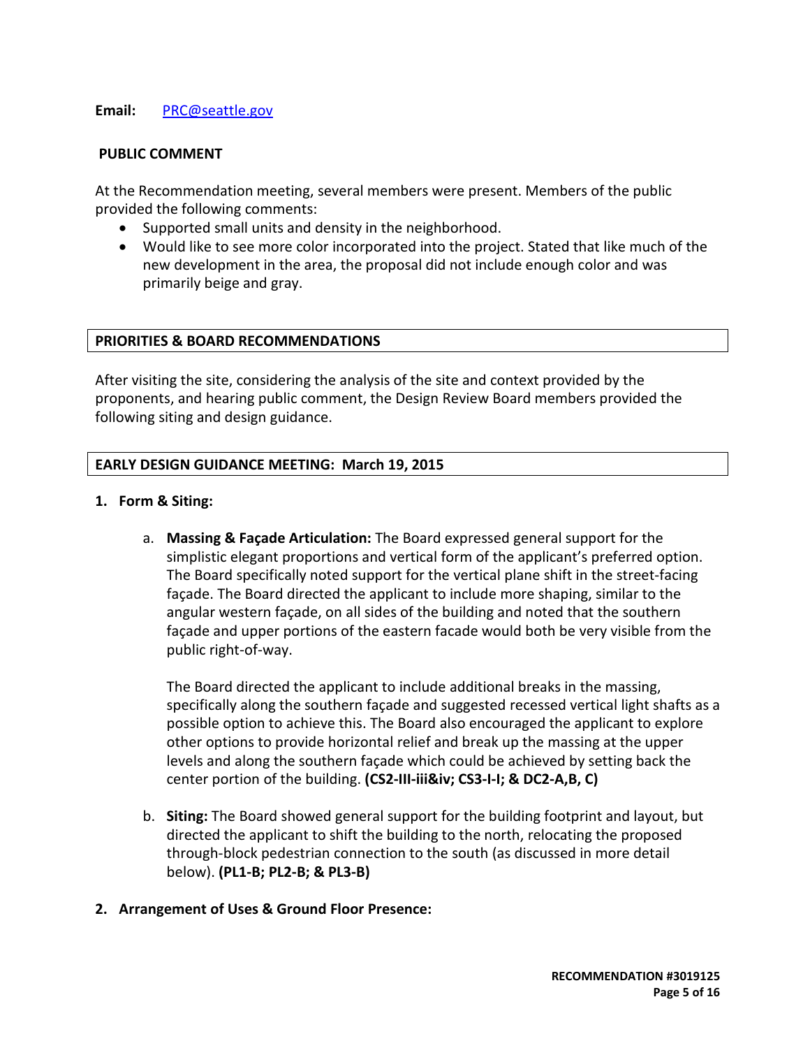**Email:** PRC@seattle.gov

**PUBLIC COMMENT**

At the Recommendation meeting, several members were present. Members of the public provided the following comments:

- Supported small units and density in the neighborhood.
- Would like to see more color incorporated into the project. Stated that like much of the new development in the area, the proposal did not include enough color and was primarily beige and gray.

## PRIORITIES & BOARD RECOMMENDATIONS

After visiting the site, considering the analysis of the site and context provided by the proponents, and hearing public comment, the Design Review Board members provided the following siting and design guidance.

## EARLY DESIGN GUIDANCE MEETING: March 19, 2015

1. **Form & Siting:**

   a. **Massing & Façade Articulation:** The Board expressed general support for the simplistic elegant proportions and vertical form of the applicant's preferred option. The Board specifically noted support for the vertical plane shift in the street-facing façade. The Board directed the applicant to include more shaping, similar to the angular western façade, on all sides of the building and noted that the southern façade and upper portions of the eastern facade would both be very visible from the public right-of-way.

      The Board directed the applicant to include additional breaks in the massing, specifically along the southern façade and suggested recessed vertical light shafts as a possible option to achieve this. The Board also encouraged the applicant to explore other options to provide horizontal relief and break up the massing at the upper levels and along the southern façade which could be achieved by setting back the center portion of the building. **(CS2-III-iii&iv; CS3-I-I; & DC2-A,B, C)**

   b. **Siting:** The Board showed general support for the building footprint and layout, but directed the applicant to shift the building to the north, relocating the proposed through-block pedestrian connection to the south (as discussed in more detail below). **(PL1-B; PL2-B; & PL3-B)**

2. **Arrangement of Uses & Ground Floor Presence:**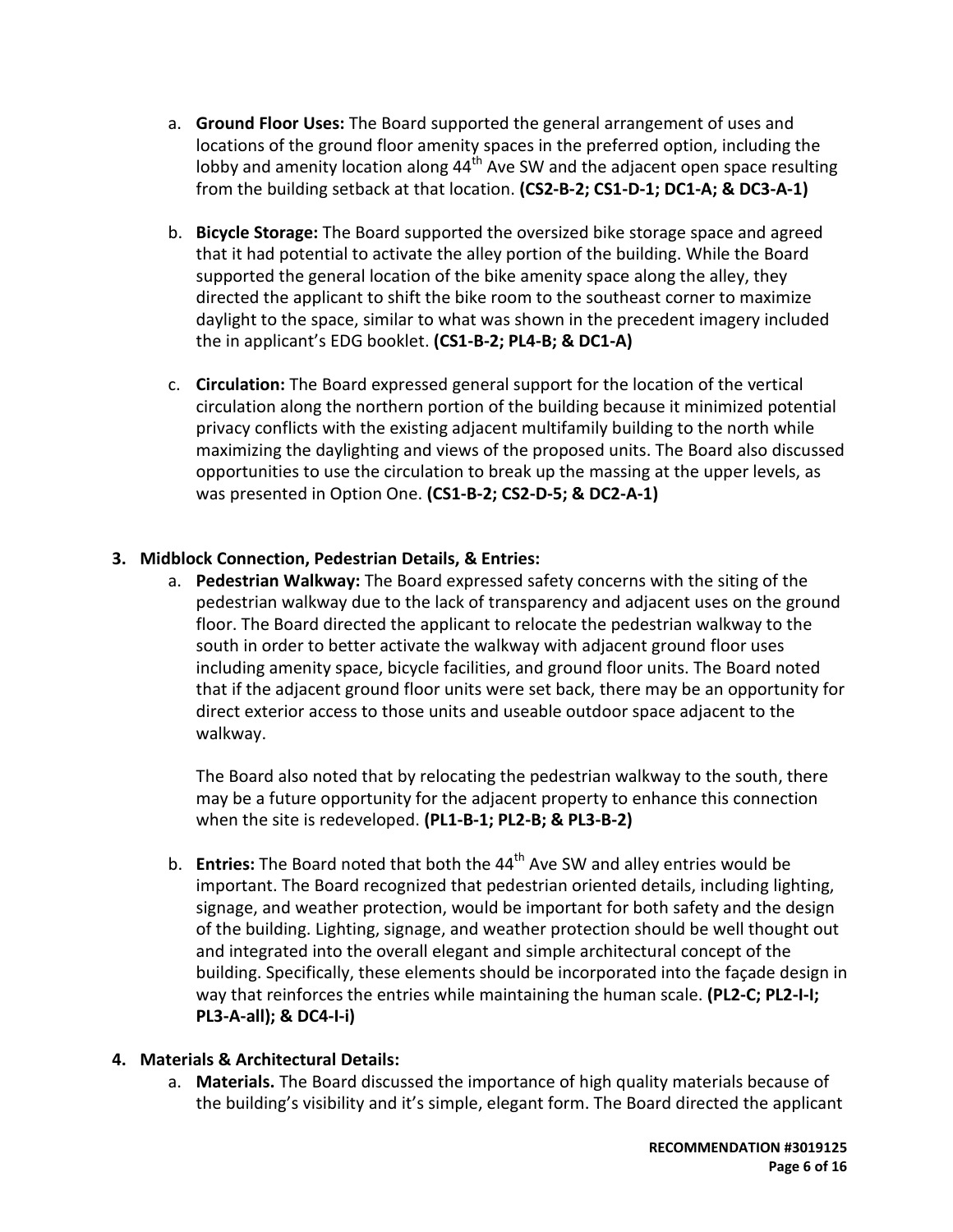a. **Ground Floor Uses:** The Board supported the general arrangement of uses and locations of the ground floor amenity spaces in the preferred option, including the lobby and amenity location along 44th Ave SW and the adjacent open space resulting from the building setback at that location. **(CS2-B-2; CS1-D-1; DC1-A; & DC3-A-1)**

b. **Bicycle Storage:** The Board supported the oversized bike storage space and agreed that it had potential to activate the alley portion of the building. While the Board supported the general location of the bike amenity space along the alley, they directed the applicant to shift the bike room to the southeast corner to maximize daylight to the space, similar to what was shown in the precedent imagery included the in applicant's EDG booklet. **(CS1-B-2; PL4-B; & DC1-A)**

c. **Circulation:** The Board expressed general support for the location of the vertical circulation along the northern portion of the building because it minimized potential privacy conflicts with the existing adjacent multifamily building to the north while maximizing the daylighting and views of the proposed units. The Board also discussed opportunities to use the circulation to break up the massing at the upper levels, as was presented in Option One. **(CS1-B-2; CS2-D-5; & DC2-A-1)**

### 3. Midblock Connection, Pedestrian Details, & Entries:

a. **Pedestrian Walkway:** The Board expressed safety concerns with the siting of the pedestrian walkway due to the lack of transparency and adjacent uses on the ground floor. The Board directed the applicant to relocate the pedestrian walkway to the south in order to better activate the walkway with adjacent ground floor uses including amenity space, bicycle facilities, and ground floor units. The Board noted that if the adjacent ground floor units were set back, there may be an opportunity for direct exterior access to those units and useable outdoor space adjacent to the walkway.

   The Board also noted that by relocating the pedestrian walkway to the south, there may be a future opportunity for the adjacent property to enhance this connection when the site is redeveloped. **(PL1-B-1; PL2-B; & PL3-B-2)**

b. **Entries:** The Board noted that both the 44th Ave SW and alley entries would be important. The Board recognized that pedestrian oriented details, including lighting, signage, and weather protection, would be important for both safety and the design of the building. Lighting, signage, and weather protection should be well thought out and integrated into the overall elegant and simple architectural concept of the building. Specifically, these elements should be incorporated into the façade design in way that reinforces the entries while maintaining the human scale. **(PL2-C; PL2-I-I; PL3-A-all); & DC4-I-i)**

### 4. Materials & Architectural Details:

a. **Materials.** The Board discussed the importance of high quality materials because of the building's visibility and it's simple, elegant form. The Board directed the applicant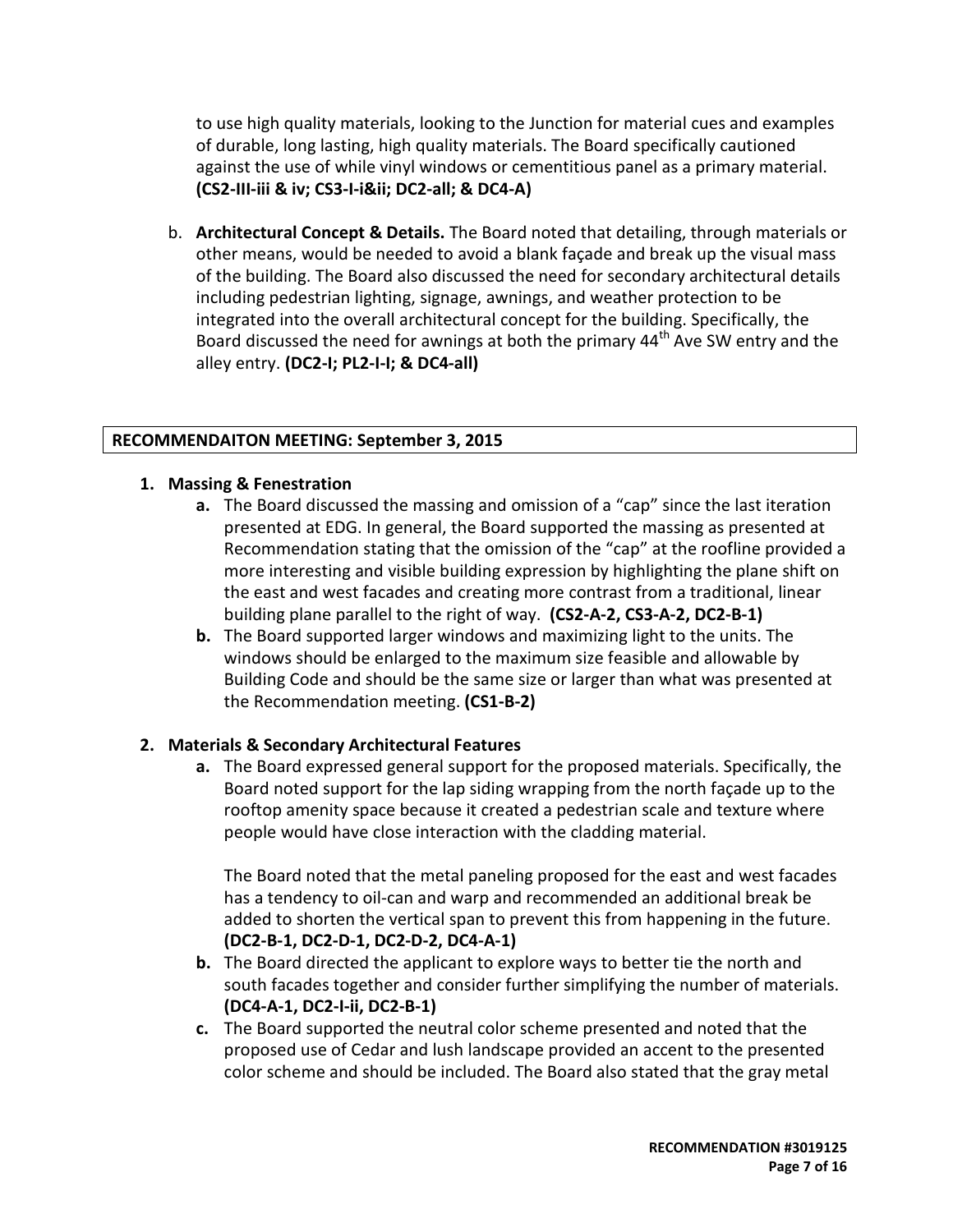to use high quality materials, looking to the Junction for material cues and examples of durable, long lasting, high quality materials. The Board specifically cautioned against the use of while vinyl windows or cementitious panel as a primary material. **(CS2-III-iii & iv; CS3-I-i&ii; DC2-all; & DC4-A)**

b. **Architectural Concept & Details.** The Board noted that detailing, through materials or other means, would be needed to avoid a blank façade and break up the visual mass of the building. The Board also discussed the need for secondary architectural details including pedestrian lighting, signage, awnings, and weather protection to be integrated into the overall architectural concept for the building. Specifically, the Board discussed the need for awnings at both the primary 44th Ave SW entry and the alley entry. **(DC2-I; PL2-I-I; & DC4-all)**

## RECOMMENDAITON MEETING: September 3, 2015

1. **Massing & Fenestration**
   - **a.** The Board discussed the massing and omission of a "cap" since the last iteration presented at EDG. In general, the Board supported the massing as presented at Recommendation stating that the omission of the "cap" at the roofline provided a more interesting and visible building expression by highlighting the plane shift on the east and west facades and creating more contrast from a traditional, linear building plane parallel to the right of way. **(CS2-A-2, CS3-A-2, DC2-B-1)**
   - **b.** The Board supported larger windows and maximizing light to the units. The windows should be enlarged to the maximum size feasible and allowable by Building Code and should be the same size or larger than what was presented at the Recommendation meeting. **(CS1-B-2)**

2. **Materials & Secondary Architectural Features**
   - **a.** The Board expressed general support for the proposed materials. Specifically, the Board noted support for the lap siding wrapping from the north façade up to the rooftop amenity space because it created a pedestrian scale and texture where people would have close interaction with the cladding material.

     The Board noted that the metal paneling proposed for the east and west facades has a tendency to oil-can and warp and recommended an additional break be added to shorten the vertical span to prevent this from happening in the future. **(DC2-B-1, DC2-D-1, DC2-D-2, DC4-A-1)**
   - **b.** The Board directed the applicant to explore ways to better tie the north and south facades together and consider further simplifying the number of materials. **(DC4-A-1, DC2-I-ii, DC2-B-1)**
   - **c.** The Board supported the neutral color scheme presented and noted that the proposed use of Cedar and lush landscape provided an accent to the presented color scheme and should be included. The Board also stated that the gray metal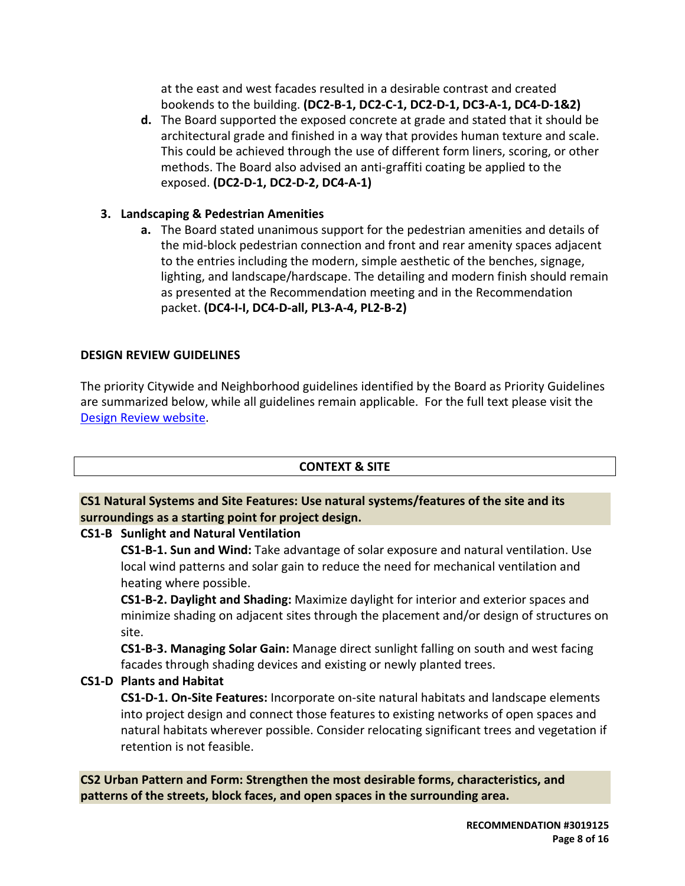at the east and west facades resulted in a desirable contrast and created bookends to the building. **(DC2-B-1, DC2-C-1, DC2-D-1, DC3-A-1, DC4-D-1&2)**

d. The Board supported the exposed concrete at grade and stated that it should be architectural grade and finished in a way that provides human texture and scale. This could be achieved through the use of different form liners, scoring, or other methods. The Board also advised an anti-graffiti coating be applied to the exposed. **(DC2-D-1, DC2-D-2, DC4-A-1)**

3. **Landscaping & Pedestrian Amenities**

   a. The Board stated unanimous support for the pedestrian amenities and details of the mid-block pedestrian connection and front and rear amenity spaces adjacent to the entries including the modern, simple aesthetic of the benches, signage, lighting, and landscape/hardscape. The detailing and modern finish should remain as presented at the Recommendation meeting and in the Recommendation packet. **(DC4-I-I, DC4-D-all, PL3-A-4, PL2-B-2)**

## DESIGN REVIEW GUIDELINES

The priority Citywide and Neighborhood guidelines identified by the Board as Priority Guidelines are summarized below, while all guidelines remain applicable. For the full text please visit the Design Review website.

### CONTEXT & SITE

**CS1 Natural Systems and Site Features: Use natural systems/features of the site and its surroundings as a starting point for project design.**

**CS1-B Sunlight and Natural Ventilation**

**CS1-B-1. Sun and Wind:** Take advantage of solar exposure and natural ventilation. Use local wind patterns and solar gain to reduce the need for mechanical ventilation and heating where possible.

**CS1-B-2. Daylight and Shading:** Maximize daylight for interior and exterior spaces and minimize shading on adjacent sites through the placement and/or design of structures on site.

**CS1-B-3. Managing Solar Gain:** Manage direct sunlight falling on south and west facing facades through shading devices and existing or newly planted trees.

**CS1-D Plants and Habitat**

**CS1-D-1. On-Site Features:** Incorporate on-site natural habitats and landscape elements into project design and connect those features to existing networks of open spaces and natural habitats wherever possible. Consider relocating significant trees and vegetation if retention is not feasible.

**CS2 Urban Pattern and Form: Strengthen the most desirable forms, characteristics, and patterns of the streets, block faces, and open spaces in the surrounding area.**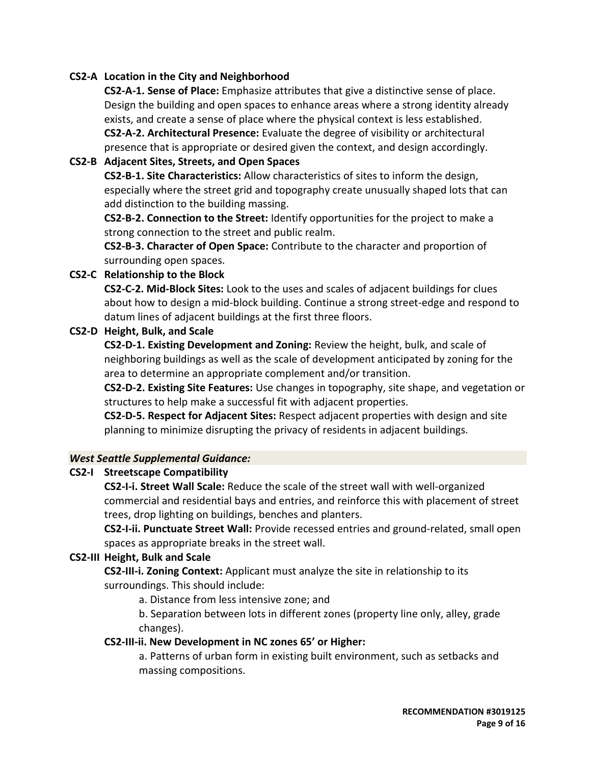**CS2-A Location in the City and Neighborhood**

**CS2-A-1. Sense of Place:** Emphasize attributes that give a distinctive sense of place. Design the building and open spaces to enhance areas where a strong identity already exists, and create a sense of place where the physical context is less established.

**CS2-A-2. Architectural Presence:** Evaluate the degree of visibility or architectural presence that is appropriate or desired given the context, and design accordingly.

**CS2-B Adjacent Sites, Streets, and Open Spaces**

**CS2-B-1. Site Characteristics:** Allow characteristics of sites to inform the design, especially where the street grid and topography create unusually shaped lots that can add distinction to the building massing.

**CS2-B-2. Connection to the Street:** Identify opportunities for the project to make a strong connection to the street and public realm.

**CS2-B-3. Character of Open Space:** Contribute to the character and proportion of surrounding open spaces.

**CS2-C Relationship to the Block**

**CS2-C-2. Mid-Block Sites:** Look to the uses and scales of adjacent buildings for clues about how to design a mid-block building. Continue a strong street-edge and respond to datum lines of adjacent buildings at the first three floors.

**CS2-D Height, Bulk, and Scale**

**CS2-D-1. Existing Development and Zoning:** Review the height, bulk, and scale of neighboring buildings as well as the scale of development anticipated by zoning for the area to determine an appropriate complement and/or transition.

**CS2-D-2. Existing Site Features:** Use changes in topography, site shape, and vegetation or structures to help make a successful fit with adjacent properties.

**CS2-D-5. Respect for Adjacent Sites:** Respect adjacent properties with design and site planning to minimize disrupting the privacy of residents in adjacent buildings.

***West Seattle Supplemental Guidance:***

**CS2-I Streetscape Compatibility**

**CS2-I-i. Street Wall Scale:** Reduce the scale of the street wall with well-organized commercial and residential bays and entries, and reinforce this with placement of street trees, drop lighting on buildings, benches and planters.

**CS2-I-ii. Punctuate Street Wall:** Provide recessed entries and ground-related, small open spaces as appropriate breaks in the street wall.

**CS2-III Height, Bulk and Scale**

**CS2-III-i. Zoning Context:** Applicant must analyze the site in relationship to its surroundings. This should include:

a. Distance from less intensive zone; and

b. Separation between lots in different zones (property line only, alley, grade changes).

**CS2-III-ii. New Development in NC zones 65' or Higher:**

a. Patterns of urban form in existing built environment, such as setbacks and massing compositions.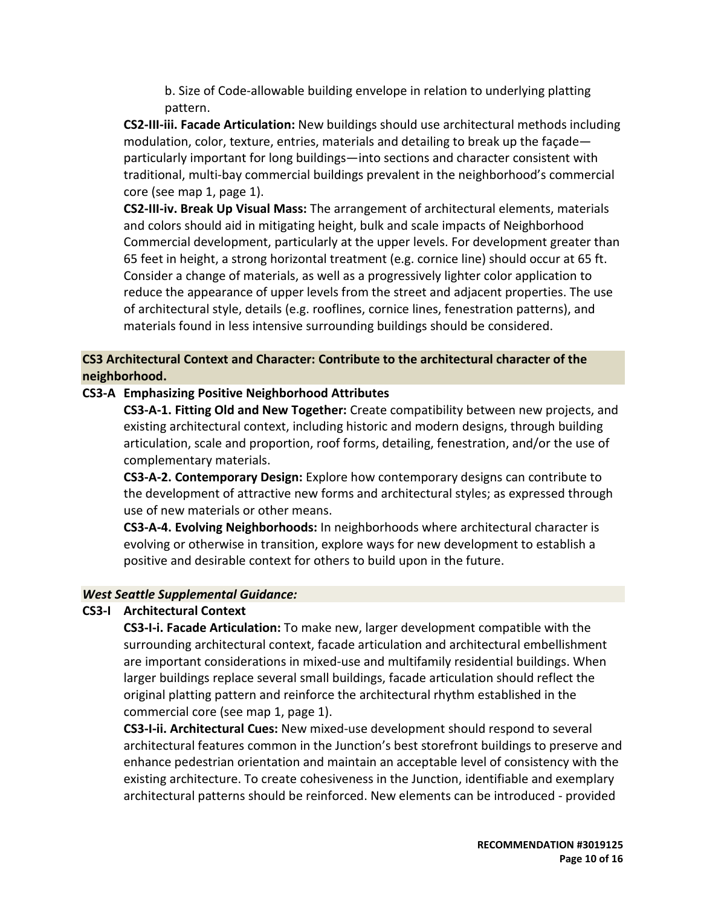b. Size of Code-allowable building envelope in relation to underlying platting pattern.

**CS2-III-iii. Facade Articulation:** New buildings should use architectural methods including modulation, color, texture, entries, materials and detailing to break up the façade—particularly important for long buildings—into sections and character consistent with traditional, multi-bay commercial buildings prevalent in the neighborhood's commercial core (see map 1, page 1).

**CS2-III-iv. Break Up Visual Mass:** The arrangement of architectural elements, materials and colors should aid in mitigating height, bulk and scale impacts of Neighborhood Commercial development, particularly at the upper levels. For development greater than 65 feet in height, a strong horizontal treatment (e.g. cornice line) should occur at 65 ft. Consider a change of materials, as well as a progressively lighter color application to reduce the appearance of upper levels from the street and adjacent properties. The use of architectural style, details (e.g. rooflines, cornice lines, fenestration patterns), and materials found in less intensive surrounding buildings should be considered.

**CS3 Architectural Context and Character: Contribute to the architectural character of the neighborhood.**

**CS3-A Emphasizing Positive Neighborhood Attributes**

**CS3-A-1. Fitting Old and New Together:** Create compatibility between new projects, and existing architectural context, including historic and modern designs, through building articulation, scale and proportion, roof forms, detailing, fenestration, and/or the use of complementary materials.

**CS3-A-2. Contemporary Design:** Explore how contemporary designs can contribute to the development of attractive new forms and architectural styles; as expressed through use of new materials or other means.

**CS3-A-4. Evolving Neighborhoods:** In neighborhoods where architectural character is evolving or otherwise in transition, explore ways for new development to establish a positive and desirable context for others to build upon in the future.

***West Seattle Supplemental Guidance:***

**CS3-I Architectural Context**

**CS3-I-i. Facade Articulation:** To make new, larger development compatible with the surrounding architectural context, facade articulation and architectural embellishment are important considerations in mixed-use and multifamily residential buildings. When larger buildings replace several small buildings, facade articulation should reflect the original platting pattern and reinforce the architectural rhythm established in the commercial core (see map 1, page 1).

**CS3-I-ii. Architectural Cues:** New mixed-use development should respond to several architectural features common in the Junction's best storefront buildings to preserve and enhance pedestrian orientation and maintain an acceptable level of consistency with the existing architecture. To create cohesiveness in the Junction, identifiable and exemplary architectural patterns should be reinforced. New elements can be introduced - provided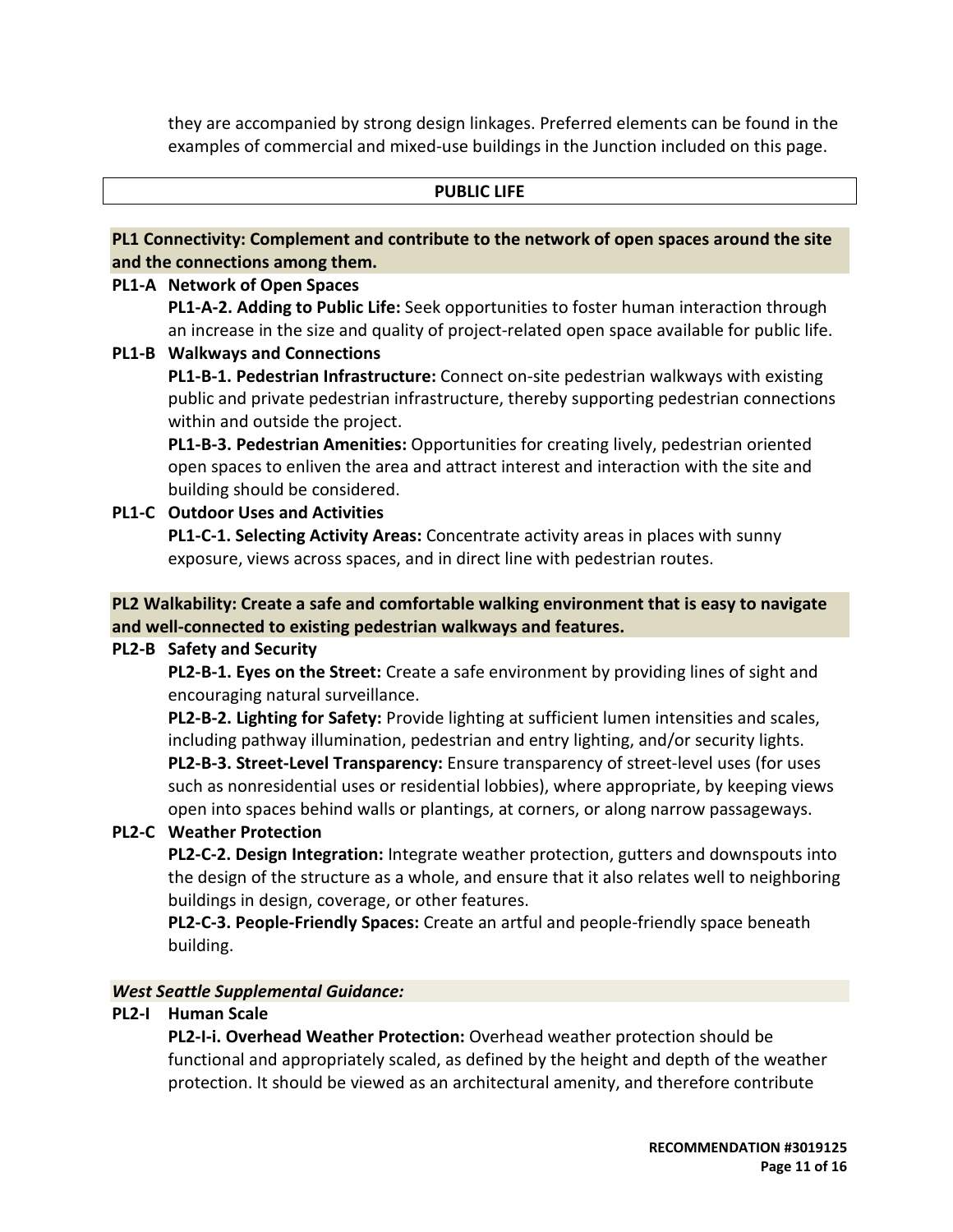they are accompanied by strong design linkages. Preferred elements can be found in the examples of commercial and mixed-use buildings in the Junction included on this page.

## PUBLIC LIFE

**PL1 Connectivity: Complement and contribute to the network of open spaces around the site and the connections among them.**

**PL1-A Network of Open Spaces**

**PL1-A-2. Adding to Public Life:** Seek opportunities to foster human interaction through an increase in the size and quality of project-related open space available for public life.

**PL1-B Walkways and Connections**

**PL1-B-1. Pedestrian Infrastructure:** Connect on-site pedestrian walkways with existing public and private pedestrian infrastructure, thereby supporting pedestrian connections within and outside the project.

**PL1-B-3. Pedestrian Amenities:** Opportunities for creating lively, pedestrian oriented open spaces to enliven the area and attract interest and interaction with the site and building should be considered.

**PL1-C Outdoor Uses and Activities**

**PL1-C-1. Selecting Activity Areas:** Concentrate activity areas in places with sunny exposure, views across spaces, and in direct line with pedestrian routes.

**PL2 Walkability: Create a safe and comfortable walking environment that is easy to navigate and well-connected to existing pedestrian walkways and features.**

**PL2-B Safety and Security**

**PL2-B-1. Eyes on the Street:** Create a safe environment by providing lines of sight and encouraging natural surveillance.

**PL2-B-2. Lighting for Safety:** Provide lighting at sufficient lumen intensities and scales, including pathway illumination, pedestrian and entry lighting, and/or security lights.

**PL2-B-3. Street-Level Transparency:** Ensure transparency of street-level uses (for uses such as nonresidential uses or residential lobbies), where appropriate, by keeping views open into spaces behind walls or plantings, at corners, or along narrow passageways.

**PL2-C Weather Protection**

**PL2-C-2. Design Integration:** Integrate weather protection, gutters and downspouts into the design of the structure as a whole, and ensure that it also relates well to neighboring buildings in design, coverage, or other features.

**PL2-C-3. People-Friendly Spaces:** Create an artful and people-friendly space beneath building.

***West Seattle Supplemental Guidance:***

**PL2-I Human Scale**

**PL2-I-i. Overhead Weather Protection:** Overhead weather protection should be functional and appropriately scaled, as defined by the height and depth of the weather protection. It should be viewed as an architectural amenity, and therefore contribute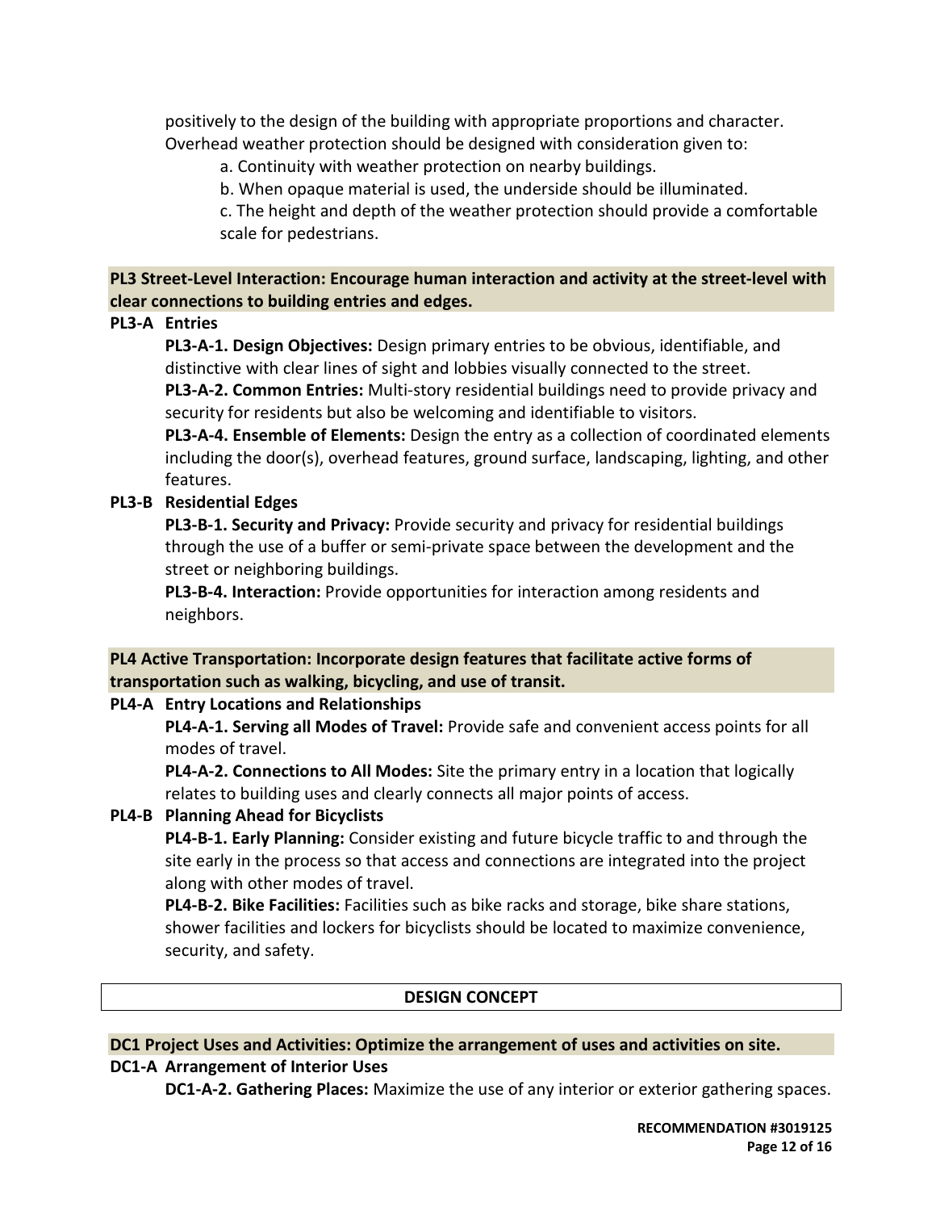positively to the design of the building with appropriate proportions and character. Overhead weather protection should be designed with consideration given to:

a. Continuity with weather protection on nearby buildings.

b. When opaque material is used, the underside should be illuminated.

c. The height and depth of the weather protection should provide a comfortable scale for pedestrians.

**PL3 Street-Level Interaction: Encourage human interaction and activity at the street-level with clear connections to building entries and edges.**

**PL3-A Entries**

**PL3-A-1. Design Objectives:** Design primary entries to be obvious, identifiable, and distinctive with clear lines of sight and lobbies visually connected to the street.

**PL3-A-2. Common Entries:** Multi-story residential buildings need to provide privacy and security for residents but also be welcoming and identifiable to visitors.

**PL3-A-4. Ensemble of Elements:** Design the entry as a collection of coordinated elements including the door(s), overhead features, ground surface, landscaping, lighting, and other features.

**PL3-B Residential Edges**

**PL3-B-1. Security and Privacy:** Provide security and privacy for residential buildings through the use of a buffer or semi-private space between the development and the street or neighboring buildings.

**PL3-B-4. Interaction:** Provide opportunities for interaction among residents and neighbors.

**PL4 Active Transportation: Incorporate design features that facilitate active forms of transportation such as walking, bicycling, and use of transit.**

**PL4-A Entry Locations and Relationships**

**PL4-A-1. Serving all Modes of Travel:** Provide safe and convenient access points for all modes of travel.

**PL4-A-2. Connections to All Modes:** Site the primary entry in a location that logically relates to building uses and clearly connects all major points of access.

**PL4-B Planning Ahead for Bicyclists**

**PL4-B-1. Early Planning:** Consider existing and future bicycle traffic to and through the site early in the process so that access and connections are integrated into the project along with other modes of travel.

**PL4-B-2. Bike Facilities:** Facilities such as bike racks and storage, bike share stations, shower facilities and lockers for bicyclists should be located to maximize convenience, security, and safety.

## DESIGN CONCEPT

**DC1 Project Uses and Activities: Optimize the arrangement of uses and activities on site.**

**DC1-A Arrangement of Interior Uses**

**DC1-A-2. Gathering Places:** Maximize the use of any interior or exterior gathering spaces.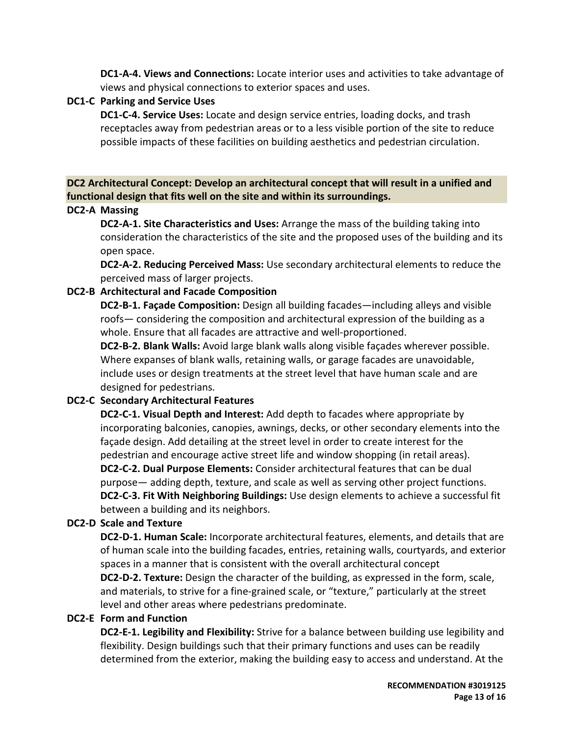**DC1-A-4. Views and Connections:** Locate interior uses and activities to take advantage of views and physical connections to exterior spaces and uses.

**DC1-C Parking and Service Uses**

**DC1-C-4. Service Uses:** Locate and design service entries, loading docks, and trash receptacles away from pedestrian areas or to a less visible portion of the site to reduce possible impacts of these facilities on building aesthetics and pedestrian circulation.

**DC2 Architectural Concept: Develop an architectural concept that will result in a unified and functional design that fits well on the site and within its surroundings.**

**DC2-A Massing**

**DC2-A-1. Site Characteristics and Uses:** Arrange the mass of the building taking into consideration the characteristics of the site and the proposed uses of the building and its open space.

**DC2-A-2. Reducing Perceived Mass:** Use secondary architectural elements to reduce the perceived mass of larger projects.

**DC2-B Architectural and Facade Composition**

**DC2-B-1. Façade Composition:** Design all building facades—including alleys and visible roofs— considering the composition and architectural expression of the building as a whole. Ensure that all facades are attractive and well-proportioned.

**DC2-B-2. Blank Walls:** Avoid large blank walls along visible façades wherever possible. Where expanses of blank walls, retaining walls, or garage facades are unavoidable, include uses or design treatments at the street level that have human scale and are designed for pedestrians.

**DC2-C Secondary Architectural Features**

**DC2-C-1. Visual Depth and Interest:** Add depth to facades where appropriate by incorporating balconies, canopies, awnings, decks, or other secondary elements into the façade design. Add detailing at the street level in order to create interest for the pedestrian and encourage active street life and window shopping (in retail areas).

**DC2-C-2. Dual Purpose Elements:** Consider architectural features that can be dual purpose— adding depth, texture, and scale as well as serving other project functions.

**DC2-C-3. Fit With Neighboring Buildings:** Use design elements to achieve a successful fit between a building and its neighbors.

**DC2-D Scale and Texture**

**DC2-D-1. Human Scale:** Incorporate architectural features, elements, and details that are of human scale into the building facades, entries, retaining walls, courtyards, and exterior spaces in a manner that is consistent with the overall architectural concept

**DC2-D-2. Texture:** Design the character of the building, as expressed in the form, scale, and materials, to strive for a fine-grained scale, or "texture," particularly at the street level and other areas where pedestrians predominate.

**DC2-E Form and Function**

**DC2-E-1. Legibility and Flexibility:** Strive for a balance between building use legibility and flexibility. Design buildings such that their primary functions and uses can be readily determined from the exterior, making the building easy to access and understand. At the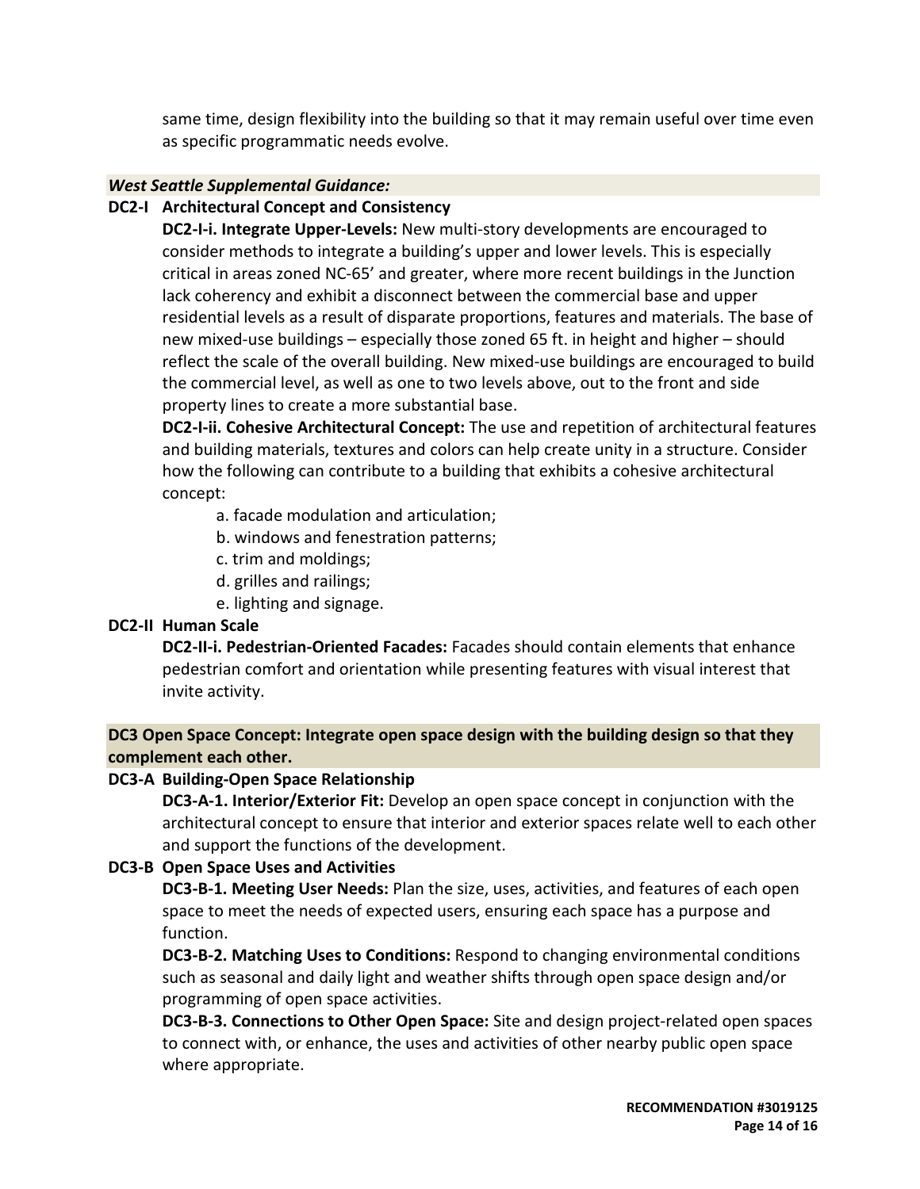same time, design flexibility into the building so that it may remain useful over time even as specific programmatic needs evolve.

***West Seattle Supplemental Guidance:***

**DC2-I Architectural Concept and Consistency**

**DC2-I-i. Integrate Upper-Levels:** New multi-story developments are encouraged to consider methods to integrate a building's upper and lower levels. This is especially critical in areas zoned NC-65' and greater, where more recent buildings in the Junction lack coherency and exhibit a disconnect between the commercial base and upper residential levels as a result of disparate proportions, features and materials. The base of new mixed-use buildings – especially those zoned 65 ft. in height and higher – should reflect the scale of the overall building. New mixed-use buildings are encouraged to build the commercial level, as well as one to two levels above, out to the front and side property lines to create a more substantial base.

**DC2-I-ii. Cohesive Architectural Concept:** The use and repetition of architectural features and building materials, textures and colors can help create unity in a structure. Consider how the following can contribute to a building that exhibits a cohesive architectural concept:

a. facade modulation and articulation;
b. windows and fenestration patterns;
c. trim and moldings;
d. grilles and railings;
e. lighting and signage.

**DC2-II Human Scale**

**DC2-II-i. Pedestrian-Oriented Facades:** Facades should contain elements that enhance pedestrian comfort and orientation while presenting features with visual interest that invite activity.

**DC3 Open Space Concept: Integrate open space design with the building design so that they complement each other.**

**DC3-A Building-Open Space Relationship**

**DC3-A-1. Interior/Exterior Fit:** Develop an open space concept in conjunction with the architectural concept to ensure that interior and exterior spaces relate well to each other and support the functions of the development.

**DC3-B Open Space Uses and Activities**

**DC3-B-1. Meeting User Needs:** Plan the size, uses, activities, and features of each open space to meet the needs of expected users, ensuring each space has a purpose and function.

**DC3-B-2. Matching Uses to Conditions:** Respond to changing environmental conditions such as seasonal and daily light and weather shifts through open space design and/or programming of open space activities.

**DC3-B-3. Connections to Other Open Space:** Site and design project-related open spaces to connect with, or enhance, the uses and activities of other nearby public open space where appropriate.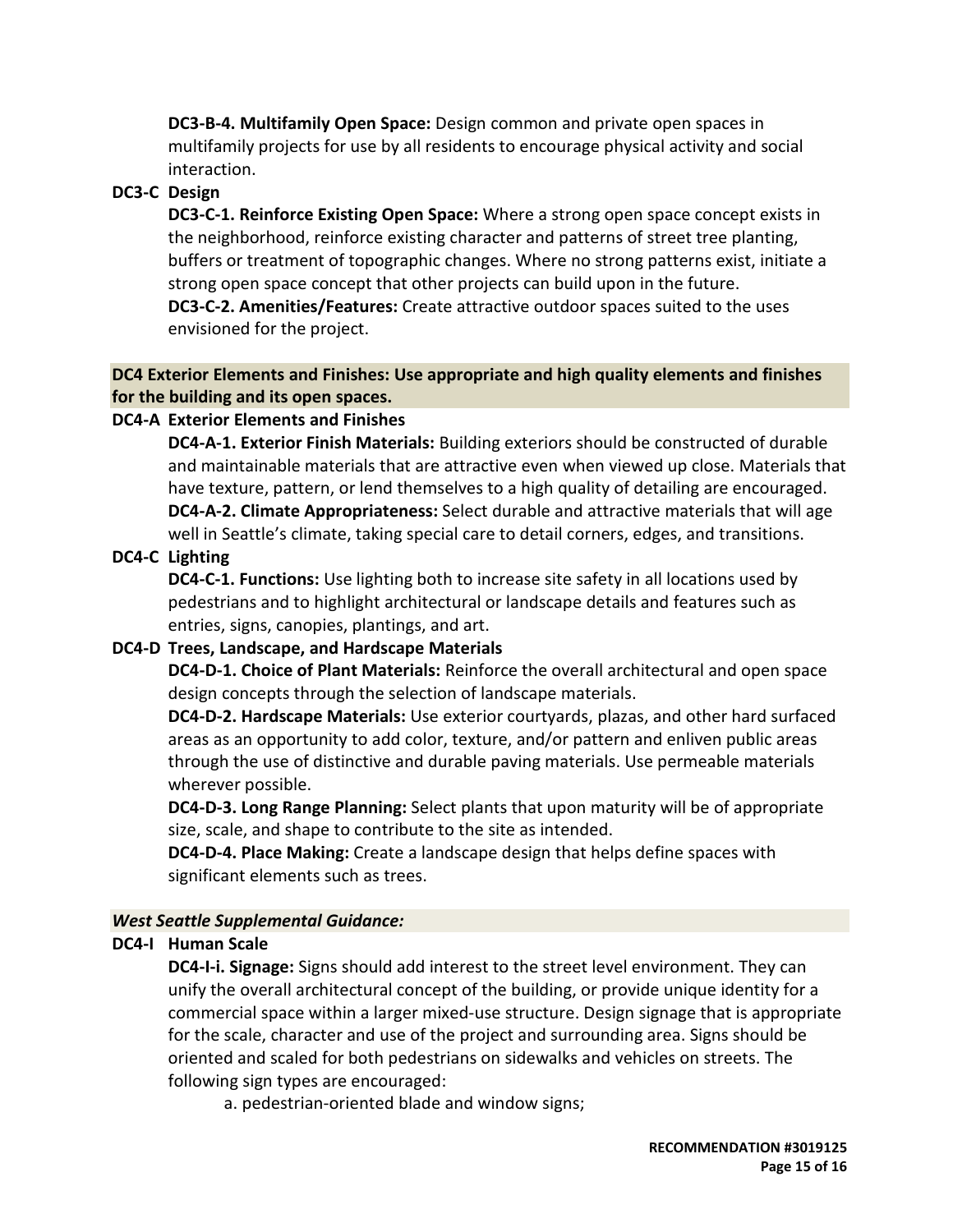**DC3-B-4. Multifamily Open Space:** Design common and private open spaces in multifamily projects for use by all residents to encourage physical activity and social interaction.

**DC3-C Design**

**DC3-C-1. Reinforce Existing Open Space:** Where a strong open space concept exists in the neighborhood, reinforce existing character and patterns of street tree planting, buffers or treatment of topographic changes. Where no strong patterns exist, initiate a strong open space concept that other projects can build upon in the future.

**DC3-C-2. Amenities/Features:** Create attractive outdoor spaces suited to the uses envisioned for the project.

**DC4 Exterior Elements and Finishes: Use appropriate and high quality elements and finishes for the building and its open spaces.**

**DC4-A Exterior Elements and Finishes**

**DC4-A-1. Exterior Finish Materials:** Building exteriors should be constructed of durable and maintainable materials that are attractive even when viewed up close. Materials that have texture, pattern, or lend themselves to a high quality of detailing are encouraged.

**DC4-A-2. Climate Appropriateness:** Select durable and attractive materials that will age well in Seattle's climate, taking special care to detail corners, edges, and transitions.

**DC4-C Lighting**

**DC4-C-1. Functions:** Use lighting both to increase site safety in all locations used by pedestrians and to highlight architectural or landscape details and features such as entries, signs, canopies, plantings, and art.

**DC4-D Trees, Landscape, and Hardscape Materials**

**DC4-D-1. Choice of Plant Materials:** Reinforce the overall architectural and open space design concepts through the selection of landscape materials.

**DC4-D-2. Hardscape Materials:** Use exterior courtyards, plazas, and other hard surfaced areas as an opportunity to add color, texture, and/or pattern and enliven public areas through the use of distinctive and durable paving materials. Use permeable materials wherever possible.

**DC4-D-3. Long Range Planning:** Select plants that upon maturity will be of appropriate size, scale, and shape to contribute to the site as intended.

**DC4-D-4. Place Making:** Create a landscape design that helps define spaces with significant elements such as trees.

***West Seattle Supplemental Guidance:***

**DC4-I Human Scale**

**DC4-I-i. Signage:** Signs should add interest to the street level environment. They can unify the overall architectural concept of the building, or provide unique identity for a commercial space within a larger mixed-use structure. Design signage that is appropriate for the scale, character and use of the project and surrounding area. Signs should be oriented and scaled for both pedestrians on sidewalks and vehicles on streets. The following sign types are encouraged:

a. pedestrian-oriented blade and window signs;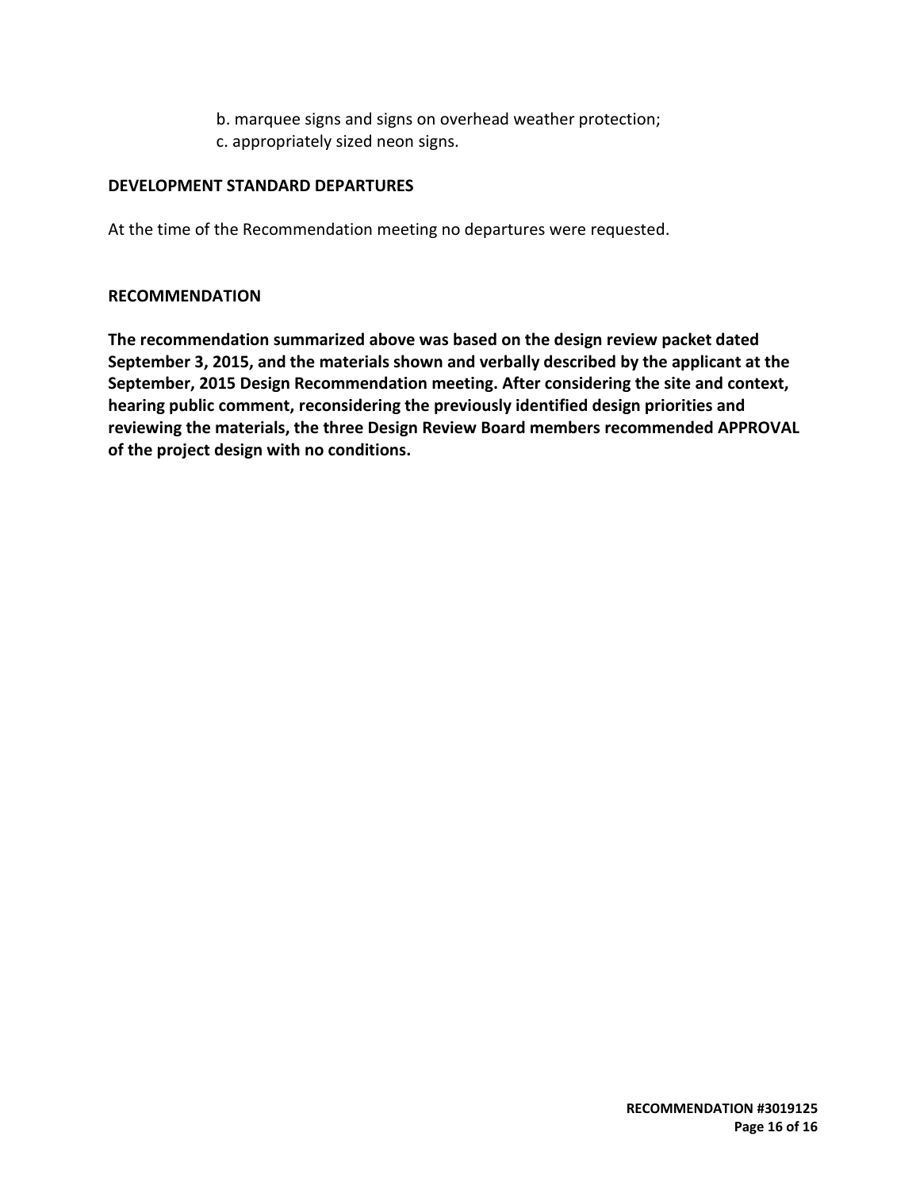b. marquee signs and signs on overhead weather protection;
c. appropriately sized neon signs.

**DEVELOPMENT STANDARD DEPARTURES**

At the time of the Recommendation meeting no departures were requested.

**RECOMMENDATION**

**The recommendation summarized above was based on the design review packet dated September 3, 2015, and the materials shown and verbally described by the applicant at the September, 2015 Design Recommendation meeting. After considering the site and context, hearing public comment, reconsidering the previously identified design priorities and reviewing the materials, the three Design Review Board members recommended APPROVAL of the project design with no conditions.**